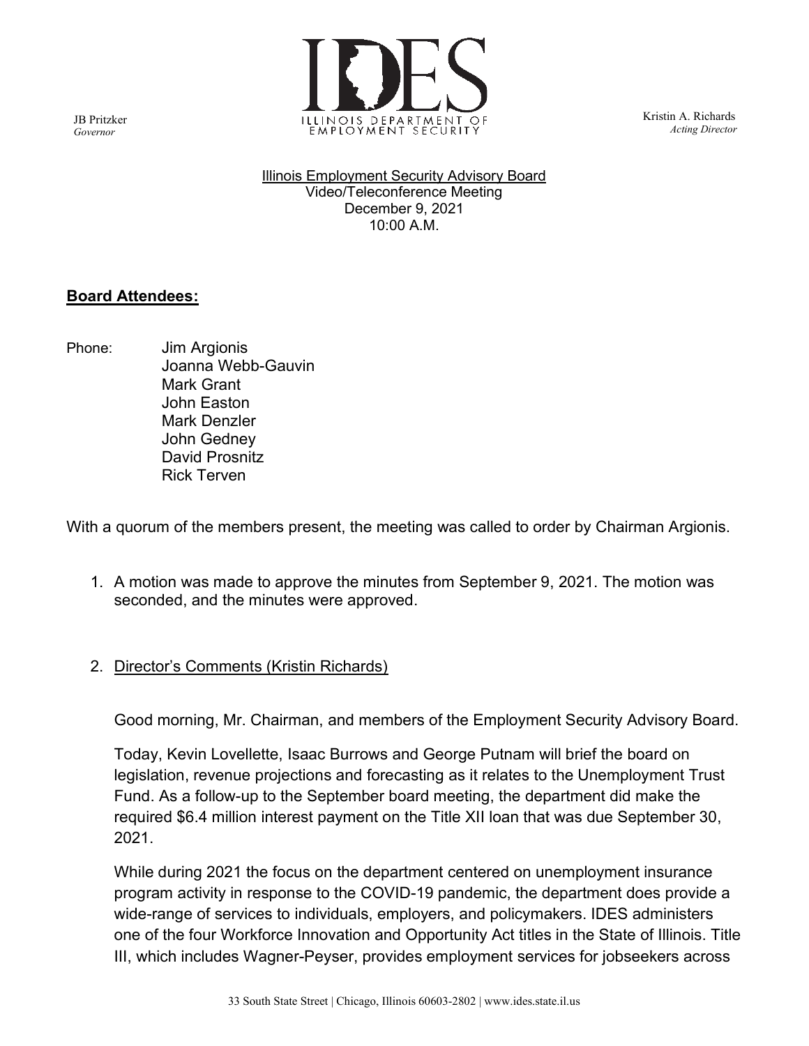JB Pritzker
*Governor*

ILLINOIS DEPARTMENT OF EMPLOYMENT SECURITY

Kristin A. Richards
*Acting Director*

Illinois Employment Security Advisory Board
Video/Teleconference Meeting
December 9, 2021
10:00 A.M.

**Board Attendees:**

Phone:
Jim Argionis
Joanna Webb-Gauvin
Mark Grant
John Easton
Mark Denzler
John Gedney
David Prosnitz
Rick Terven

With a quorum of the members present, the meeting was called to order by Chairman Argionis.

1. A motion was made to approve the minutes from September 9, 2021. The motion was seconded, and the minutes were approved.

2. Director's Comments (Kristin Richards)

   Good morning, Mr. Chairman, and members of the Employment Security Advisory Board.

   Today, Kevin Lovellette, Isaac Burrows and George Putnam will brief the board on legislation, revenue projections and forecasting as it relates to the Unemployment Trust Fund. As a follow-up to the September board meeting, the department did make the required $6.4 million interest payment on the Title XII loan that was due September 30, 2021.

   While during 2021 the focus on the department centered on unemployment insurance program activity in response to the COVID-19 pandemic, the department does provide a wide-range of services to individuals, employers, and policymakers. IDES administers one of the four Workforce Innovation and Opportunity Act titles in the State of Illinois. Title III, which includes Wagner-Peyser, provides employment services for jobseekers across

33 South State Street | Chicago, Illinois 60603-2802 | www.ides.state.il.us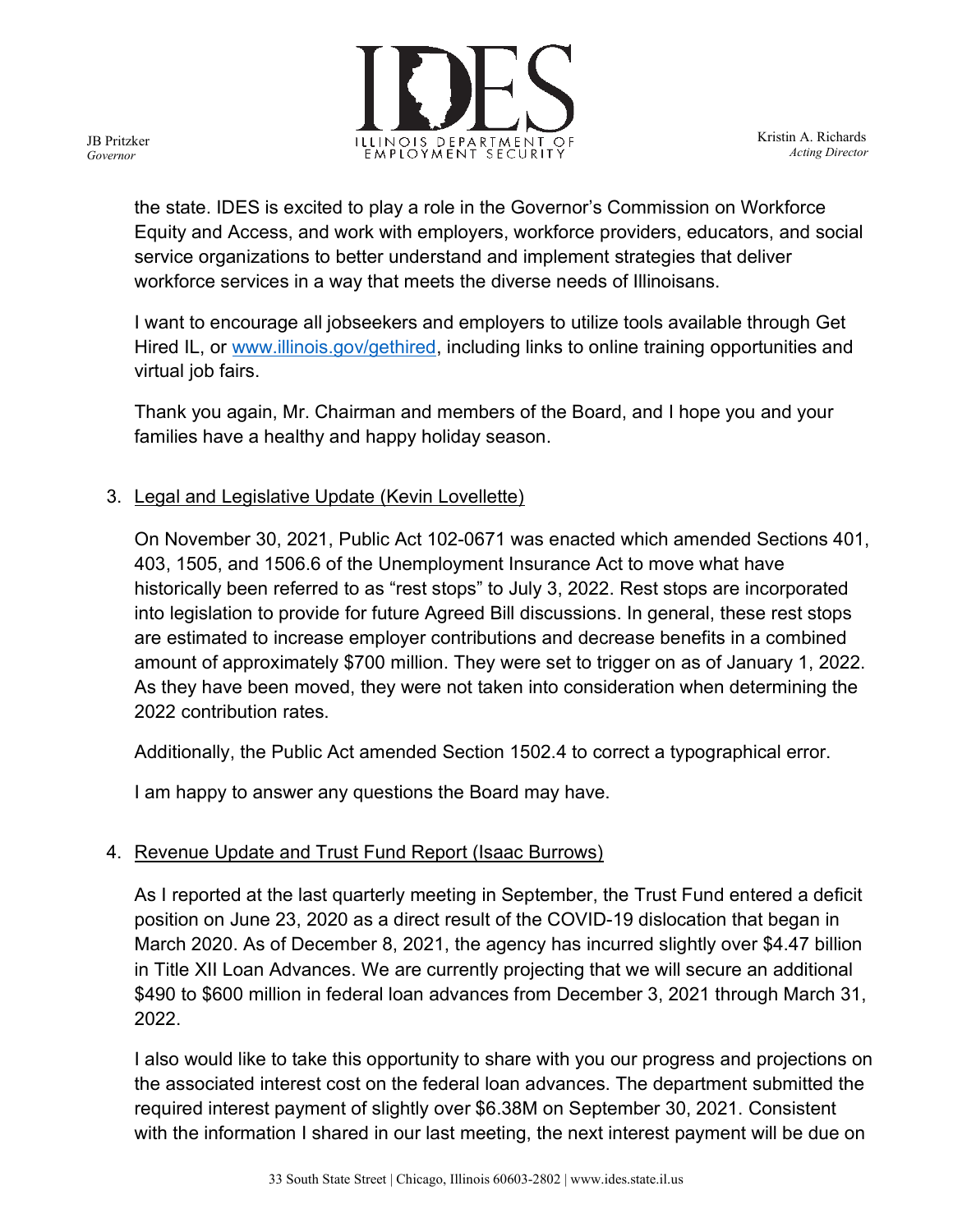the state. IDES is excited to play a role in the Governor's Commission on Workforce Equity and Access, and work with employers, workforce providers, educators, and social service organizations to better understand and implement strategies that deliver workforce services in a way that meets the diverse needs of Illinoisans.

I want to encourage all jobseekers and employers to utilize tools available through Get Hired IL, or [www.illinois.gov/gethired](www.illinois.gov/gethired), including links to online training opportunities and virtual job fairs.

Thank you again, Mr. Chairman and members of the Board, and I hope you and your families have a healthy and happy holiday season.

3. Legal and Legislative Update (Kevin Lovellette)

On November 30, 2021, Public Act 102-0671 was enacted which amended Sections 401, 403, 1505, and 1506.6 of the Unemployment Insurance Act to move what have historically been referred to as "rest stops" to July 3, 2022. Rest stops are incorporated into legislation to provide for future Agreed Bill discussions. In general, these rest stops are estimated to increase employer contributions and decrease benefits in a combined amount of approximately $700 million. They were set to trigger on as of January 1, 2022. As they have been moved, they were not taken into consideration when determining the 2022 contribution rates.

Additionally, the Public Act amended Section 1502.4 to correct a typographical error.

I am happy to answer any questions the Board may have.

4. Revenue Update and Trust Fund Report (Isaac Burrows)

As I reported at the last quarterly meeting in September, the Trust Fund entered a deficit position on June 23, 2020 as a direct result of the COVID-19 dislocation that began in March 2020. As of December 8, 2021, the agency has incurred slightly over $4.47 billion in Title XII Loan Advances. We are currently projecting that we will secure an additional $490 to $600 million in federal loan advances from December 3, 2021 through March 31, 2022.

I also would like to take this opportunity to share with you our progress and projections on the associated interest cost on the federal loan advances. The department submitted the required interest payment of slightly over $6.38M on September 30, 2021. Consistent with the information I shared in our last meeting, the next interest payment will be due on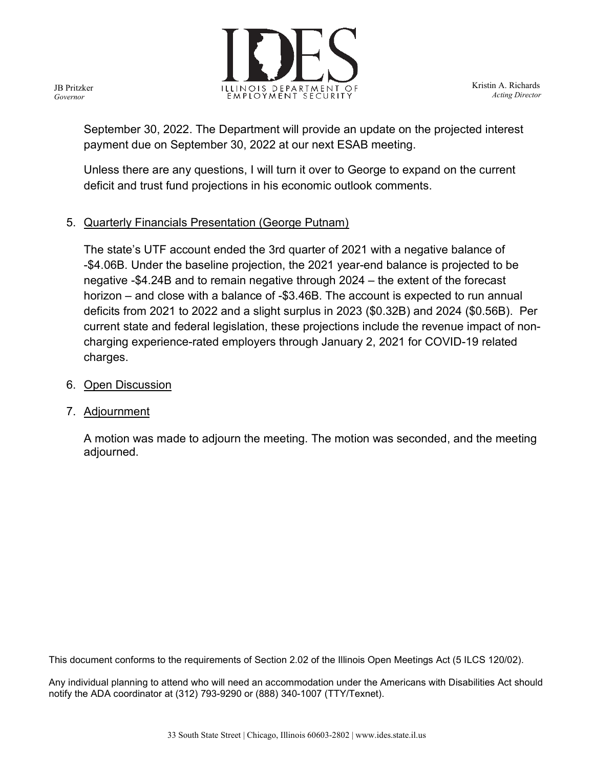September 30, 2022. The Department will provide an update on the projected interest payment due on September 30, 2022 at our next ESAB meeting.

Unless there are any questions, I will turn it over to George to expand on the current deficit and trust fund projections in his economic outlook comments.

5. Quarterly Financials Presentation (George Putnam)

   The state's UTF account ended the 3rd quarter of 2021 with a negative balance of -$4.06B. Under the baseline projection, the 2021 year-end balance is projected to be negative -$4.24B and to remain negative through 2024 – the extent of the forecast horizon – and close with a balance of -$3.46B. The account is expected to run annual deficits from 2021 to 2022 and a slight surplus in 2023 ($0.32B) and 2024 ($0.56B). Per current state and federal legislation, these projections include the revenue impact of non-charging experience-rated employers through January 2, 2021 for COVID-19 related charges.

6. Open Discussion

7. Adjournment

   A motion was made to adjourn the meeting. The motion was seconded, and the meeting adjourned.

This document conforms to the requirements of Section 2.02 of the Illinois Open Meetings Act (5 ILCS 120/02).

Any individual planning to attend who will need an accommodation under the Americans with Disabilities Act should notify the ADA coordinator at (312) 793-9290 or (888) 340-1007 (TTY/Texnet).